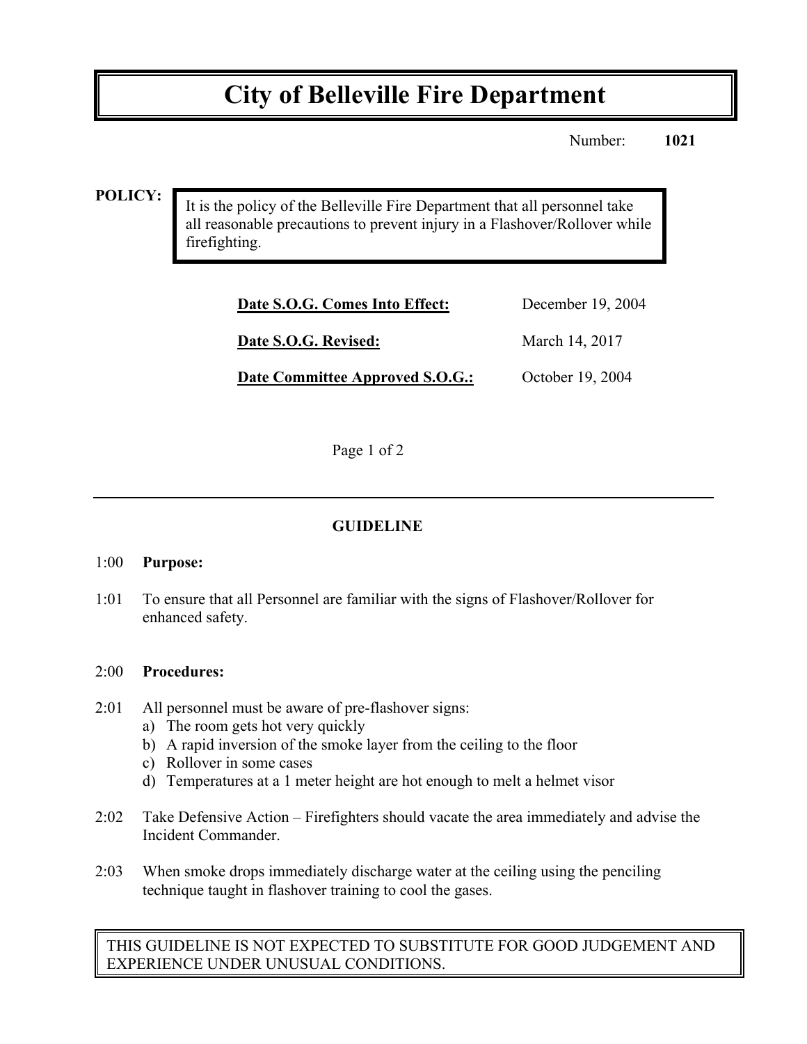# City of Belleville Fire Department

Number: **1021**

**POLICY:**

It is the policy of the Belleville Fire Department that all personnel take all reasonable precautions to prevent injury in a Flashover/Rollover while firefighting.

| | |
|---|---|
| **Date S.O.G. Comes Into Effect:** | December 19, 2004 |
| **Date S.O.G. Revised:** | March 14, 2017 |
| **Date Committee Approved S.O.G.:** | October 19, 2004 |

---

## GUIDELINE

1:00 **Purpose:**

1:01 To ensure that all Personnel are familiar with the signs of Flashover/Rollover for enhanced safety.

2:00 **Procedures:**

2:01 All personnel must be aware of pre-flashover signs:

a) The room gets hot very quickly
b) A rapid inversion of the smoke layer from the ceiling to the floor
c) Rollover in some cases
d) Temperatures at a 1 meter height are hot enough to melt a helmet visor

2:02 Take Defensive Action – Firefighters should vacate the area immediately and advise the Incident Commander.

2:03 When smoke drops immediately discharge water at the ceiling using the penciling technique taught in flashover training to cool the gases.

THIS GUIDELINE IS NOT EXPECTED TO SUBSTITUTE FOR GOOD JUDGEMENT AND EXPERIENCE UNDER UNUSUAL CONDITIONS.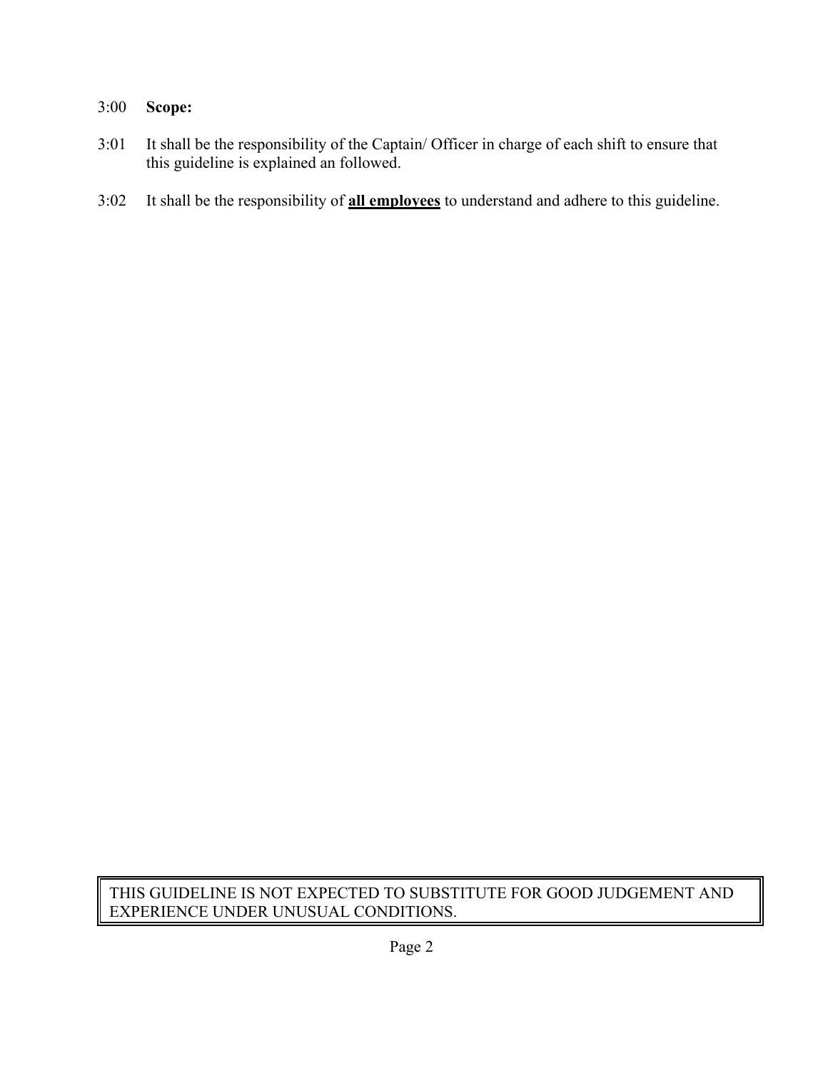3:00 **Scope:**

3:01 It shall be the responsibility of the Captain/ Officer in charge of each shift to ensure that this guideline is explained an followed.

3:02 It shall be the responsibility of **<u>all employees</u>** to understand and adhere to this guideline.

| |
|---|
| THIS GUIDELINE IS NOT EXPECTED TO SUBSTITUTE FOR GOOD JUDGEMENT AND EXPERIENCE UNDER UNUSUAL CONDITIONS. |